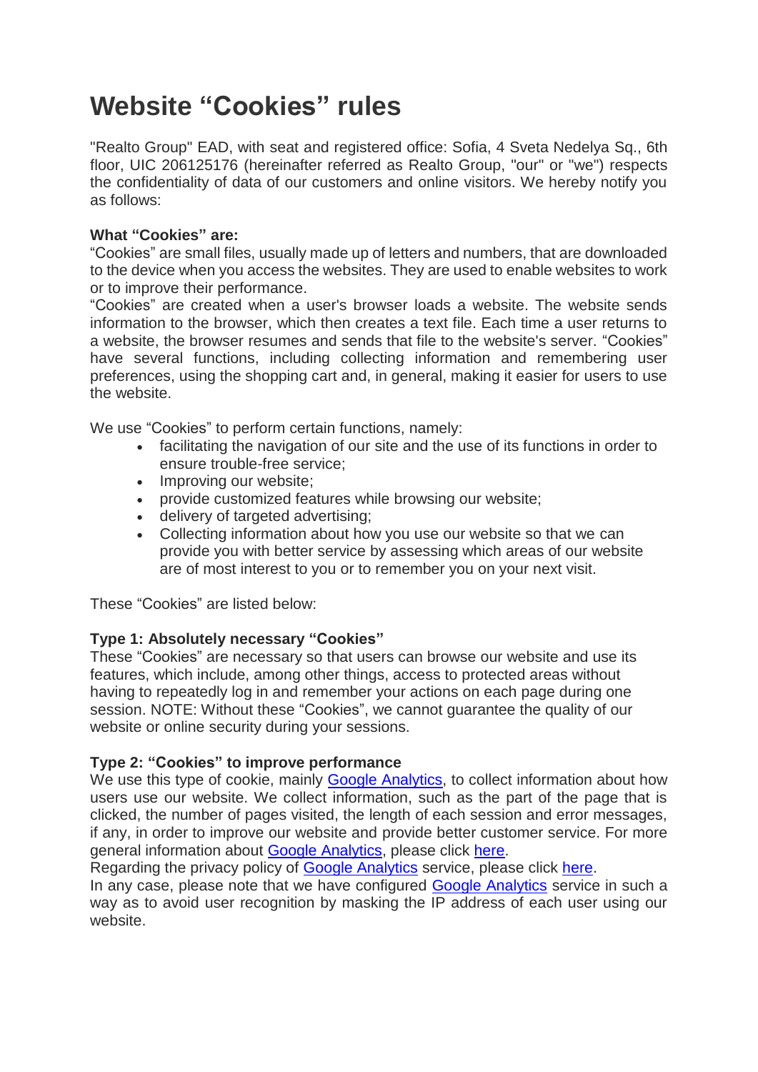# Website "Cookies" rules

"Realto Group" EAD, with seat and registered office: Sofia, 4 Sveta Nedelya Sq., 6th floor, UIC 206125176 (hereinafter referred as Realto Group, "our" or "we") respects the confidentiality of data of our customers and online visitors. We hereby notify you as follows:

**What "Cookies" are:**
"Cookies" are small files, usually made up of letters and numbers, that are downloaded to the device when you access the websites. They are used to enable websites to work or to improve their performance.
"Cookies" are created when a user's browser loads a website. The website sends information to the browser, which then creates a text file. Each time a user returns to a website, the browser resumes and sends that file to the website's server. "Cookies" have several functions, including collecting information and remembering user preferences, using the shopping cart and, in general, making it easier for users to use the website.

We use "Cookies" to perform certain functions, namely:

- facilitating the navigation of our site and the use of its functions in order to ensure trouble-free service;
- Improving our website;
- provide customized features while browsing our website;
- delivery of targeted advertising;
- Collecting information about how you use our website so that we can provide you with better service by assessing which areas of our website are of most interest to you or to remember you on your next visit.

These "Cookies" are listed below:

**Type 1: Absolutely necessary "Cookies"**
These "Cookies" are necessary so that users can browse our website and use its features, which include, among other things, access to protected areas without having to repeatedly log in and remember your actions on each page during one session. NOTE: Without these "Cookies", we cannot guarantee the quality of our website or online security during your sessions.

**Type 2: "Cookies" to improve performance**
We use this type of cookie, mainly Google Analytics, to collect information about how users use our website. We collect information, such as the part of the page that is clicked, the number of pages visited, the length of each session and error messages, if any, in order to improve our website and provide better customer service. For more general information about Google Analytics, please click here.
Regarding the privacy policy of Google Analytics service, please click here.
In any case, please note that we have configured Google Analytics service in such a way as to avoid user recognition by masking the IP address of each user using our website.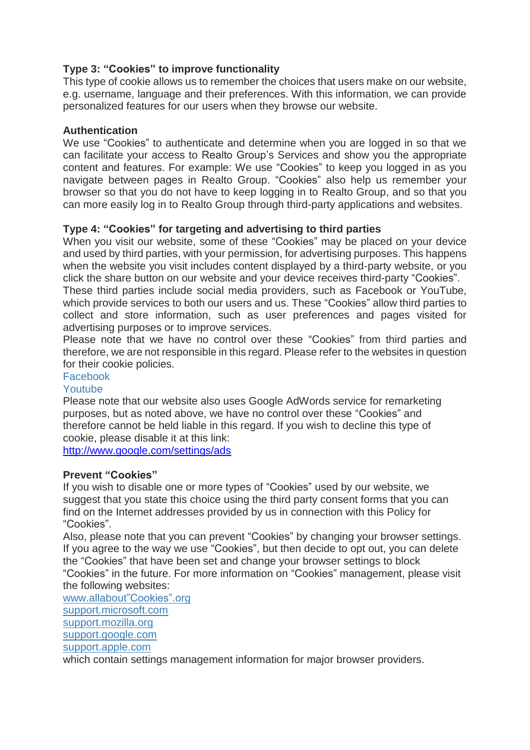**Type 3: "Cookies" to improve functionality**

This type of cookie allows us to remember the choices that users make on our website, e.g. username, language and their preferences. With this information, we can provide personalized features for our users when they browse our website.

**Authentication**

We use "Cookies" to authenticate and determine when you are logged in so that we can facilitate your access to Realto Group's Services and show you the appropriate content and features. For example: We use "Cookies" to keep you logged in as you navigate between pages in Realto Group. "Cookies" also help us remember your browser so that you do not have to keep logging in to Realto Group, and so that you can more easily log in to Realto Group through third-party applications and websites.

**Type 4: "Cookies" for targeting and advertising to third parties**

When you visit our website, some of these "Cookies" may be placed on your device and used by third parties, with your permission, for advertising purposes. This happens when the website you visit includes content displayed by a third-party website, or you click the share button on our website and your device receives third-party "Cookies".

These third parties include social media providers, such as Facebook or YouTube, which provide services to both our users and us. These "Cookies" allow third parties to collect and store information, such as user preferences and pages visited for advertising purposes or to improve services.

Please note that we have no control over these "Cookies" from third parties and therefore, we are not responsible in this regard. Please refer to the websites in question for their cookie policies.

Facebook

Youtube

Please note that our website also uses Google AdWords service for remarketing purposes, but as noted above, we have no control over these "Cookies" and therefore cannot be held liable in this regard. If you wish to decline this type of cookie, please disable it at this link:

http://www.google.com/settings/ads

**Prevent "Cookies"**

If you wish to disable one or more types of "Cookies" used by our website, we suggest that you state this choice using the third party consent forms that you can find on the Internet addresses provided by us in connection with this Policy for "Cookies".

Also, please note that you can prevent "Cookies" by changing your browser settings. If you agree to the way we use "Cookies", but then decide to opt out, you can delete the "Cookies" that have been set and change your browser settings to block "Cookies" in the future. For more information on "Cookies" management, please visit the following websites:

www.allabout"Cookies".org

support.microsoft.com

support.mozilla.org

support.google.com

support.apple.com

which contain settings management information for major browser providers.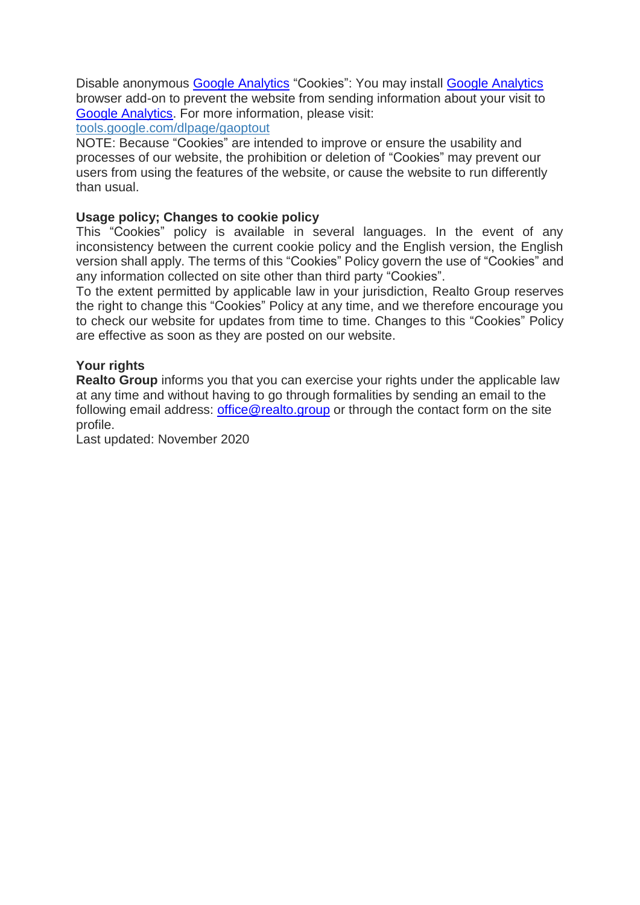Disable anonymous Google Analytics “Cookies”: You may install Google Analytics browser add-on to prevent the website from sending information about your visit to Google Analytics. For more information, please visit:
tools.google.com/dlpage/gaoptout
NOTE: Because “Cookies” are intended to improve or ensure the usability and processes of our website, the prohibition or deletion of “Cookies” may prevent our users from using the features of the website, or cause the website to run differently than usual.

**Usage policy; Changes to cookie policy**
This “Cookies” policy is available in several languages. In the event of any inconsistency between the current cookie policy and the English version, the English version shall apply. The terms of this “Cookies” Policy govern the use of “Cookies” and any information collected on site other than third party “Cookies”.
To the extent permitted by applicable law in your jurisdiction, Realto Group reserves the right to change this “Cookies” Policy at any time, and we therefore encourage you to check our website for updates from time to time. Changes to this “Cookies” Policy are effective as soon as they are posted on our website.

**Your rights**
**Realto Group** informs you that you can exercise your rights under the applicable law at any time and without having to go through formalities by sending an email to the following email address: office@realto.group or through the contact form on the site profile.
Last updated: November 2020